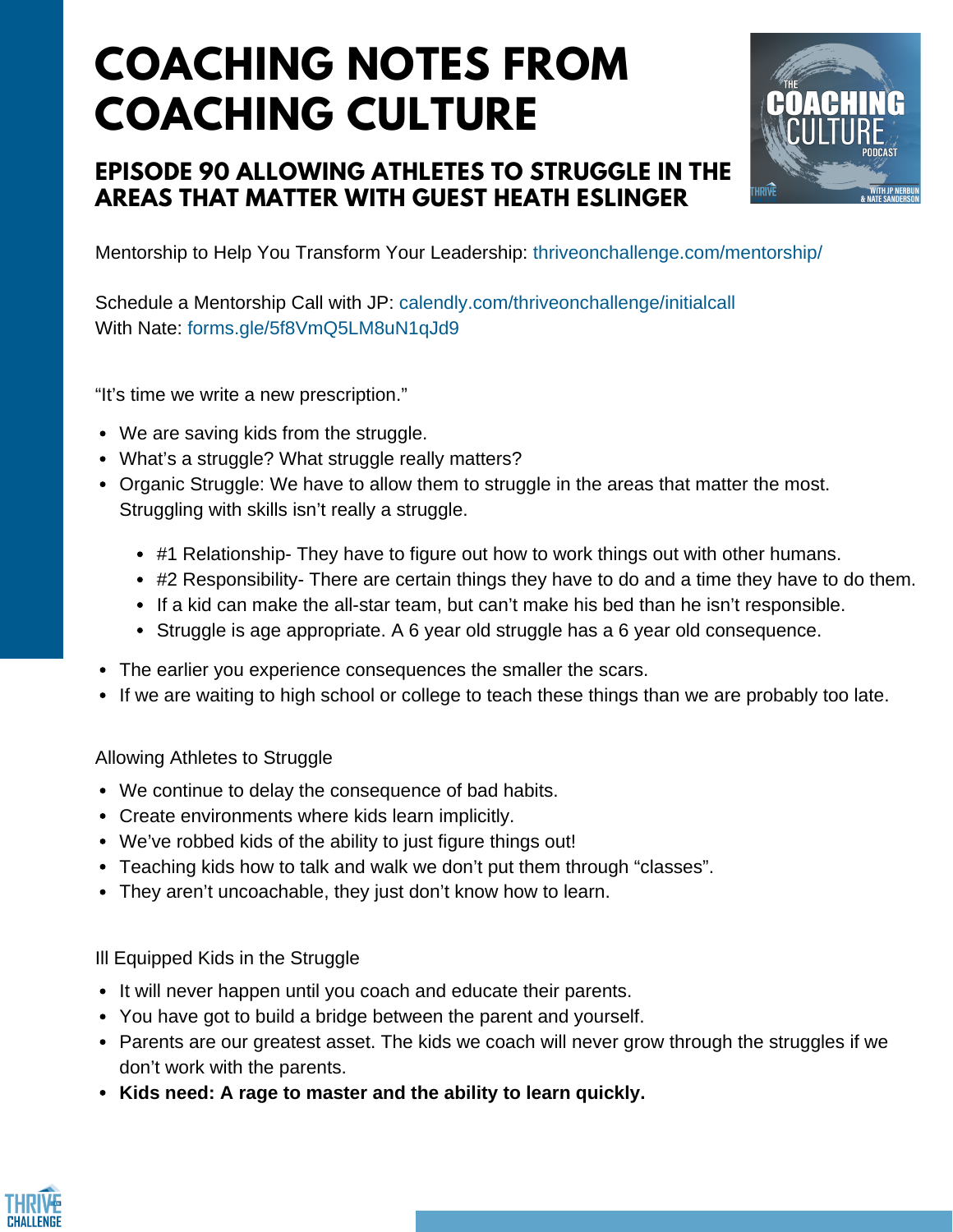# COACHING NOTES FROM COACHING CULTURE

## EPISODE 90 ALLOWING ATHLETES TO STRUGGLE IN THE AREAS THAT MATTER WITH GUEST HEATH ESLINGER

Mentorship to Help You Transform Your Leadership: thriveonchallenge.com/mentorship/

Schedule a Mentorship Call with JP: calendly.com/thriveonchallenge/initialcall
With Nate: forms.gle/5f8VmQ5LM8uN1qJd9

"It's time we write a new prescription."

- We are saving kids from the struggle.
- What's a struggle? What struggle really matters?
- Organic Struggle: We have to allow them to struggle in the areas that matter the most. Struggling with skills isn't really a struggle.
    - #1 Relationship- They have to figure out how to work things out with other humans.
    - #2 Responsibility- There are certain things they have to do and a time they have to do them.
    - If a kid can make the all-star team, but can't make his bed than he isn't responsible.
    - Struggle is age appropriate. A 6 year old struggle has a 6 year old consequence.
- The earlier you experience consequences the smaller the scars.
- If we are waiting to high school or college to teach these things than we are probably too late.

Allowing Athletes to Struggle

- We continue to delay the consequence of bad habits.
- Create environments where kids learn implicitly.
- We've robbed kids of the ability to just figure things out!
- Teaching kids how to talk and walk we don't put them through "classes".
- They aren't uncoachable, they just don't know how to learn.

Ill Equipped Kids in the Struggle

- It will never happen until you coach and educate their parents.
- You have got to build a bridge between the parent and yourself.
- Parents are our greatest asset. The kids we coach will never grow through the struggles if we don't work with the parents.
- **Kids need: A rage to master and the ability to learn quickly.**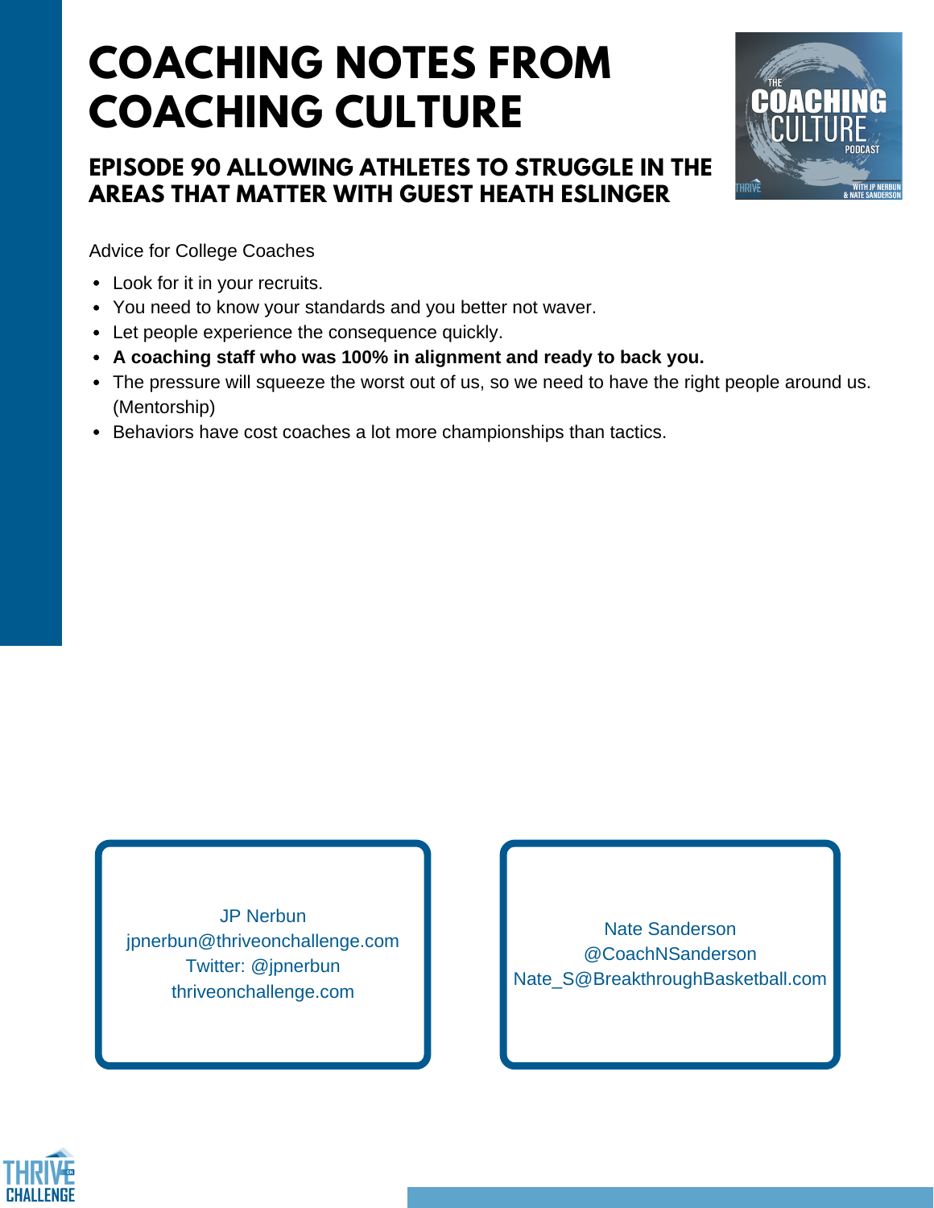# COACHING NOTES FROM COACHING CULTURE

## EPISODE 90 ALLOWING ATHLETES TO STRUGGLE IN THE AREAS THAT MATTER WITH GUEST HEATH ESLINGER

Advice for College Coaches

- Look for it in your recruits.
- You need to know your standards and you better not waver.
- Let people experience the consequence quickly.
- **A coaching staff who was 100% in alignment and ready to back you.**
- The pressure will squeeze the worst out of us, so we need to have the right people around us. (Mentorship)
- Behaviors have cost coaches a lot more championships than tactics.

JP Nerbun
jpnerbun@thriveonchallenge.com
Twitter: @jpnerbun
thriveonchallenge.com

Nate Sanderson
@CoachNSanderson
Nate_S@BreakthroughBasketball.com